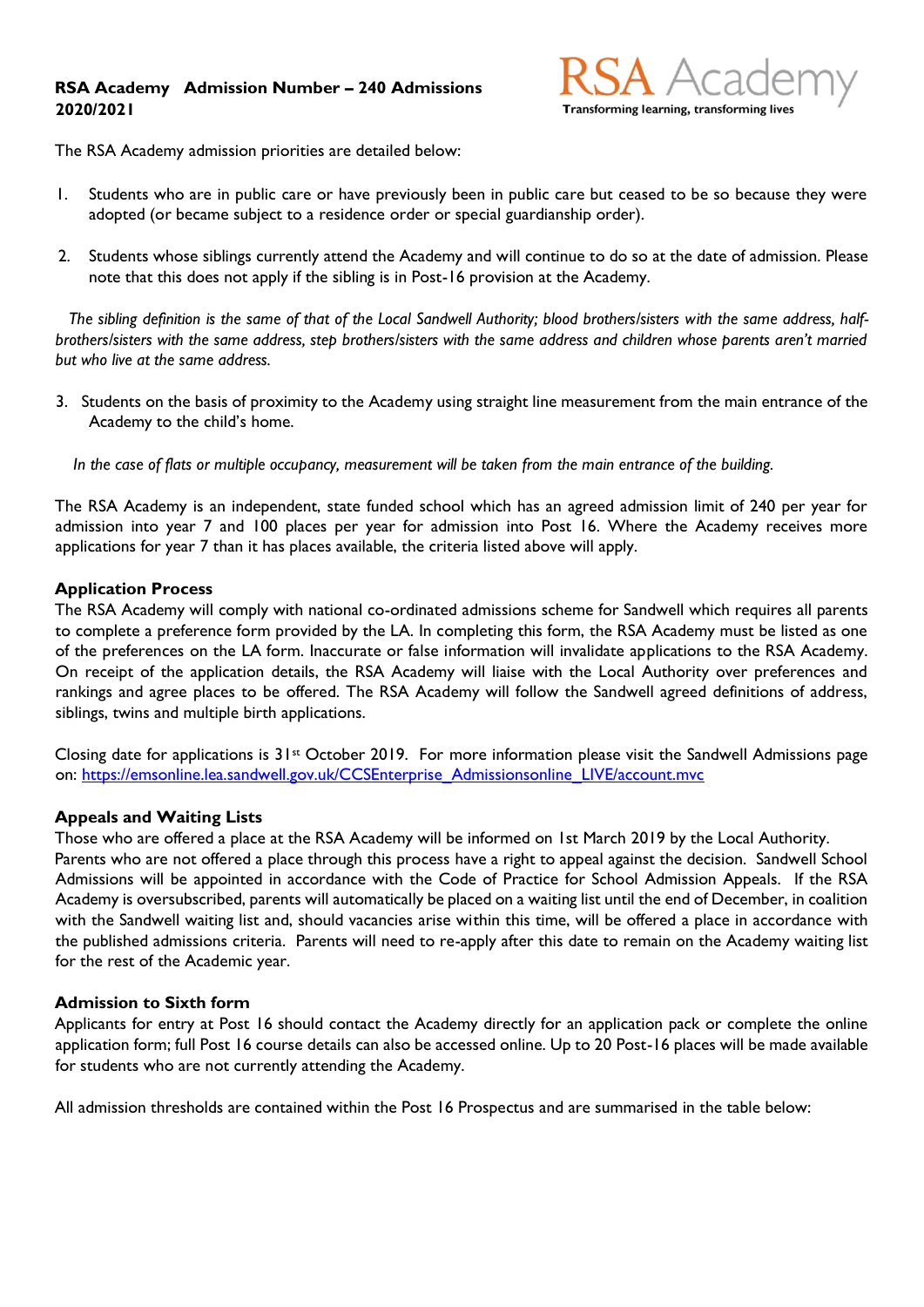**RSA Academy Admission Number – 240 Admissions 2020/2021**

RSA Academy
Transforming learning, transforming lives

The RSA Academy admission priorities are detailed below:

1. Students who are in public care or have previously been in public care but ceased to be so because they were adopted (or became subject to a residence order or special guardianship order).

2. Students whose siblings currently attend the Academy and will continue to do so at the date of admission. Please note that this does not apply if the sibling is in Post-16 provision at the Academy.

*The sibling definition is the same of that of the Local Sandwell Authority; blood brothers/sisters with the same address, half-brothers/sisters with the same address, step brothers/sisters with the same address and children whose parents aren't married but who live at the same address.*

3. Students on the basis of proximity to the Academy using straight line measurement from the main entrance of the Academy to the child's home.

*In the case of flats or multiple occupancy, measurement will be taken from the main entrance of the building.*

The RSA Academy is an independent, state funded school which has an agreed admission limit of 240 per year for admission into year 7 and 100 places per year for admission into Post 16. Where the Academy receives more applications for year 7 than it has places available, the criteria listed above will apply.

### Application Process

The RSA Academy will comply with national co-ordinated admissions scheme for Sandwell which requires all parents to complete a preference form provided by the LA. In completing this form, the RSA Academy must be listed as one of the preferences on the LA form. Inaccurate or false information will invalidate applications to the RSA Academy. On receipt of the application details, the RSA Academy will liaise with the Local Authority over preferences and rankings and agree places to be offered. The RSA Academy will follow the Sandwell agreed definitions of address, siblings, twins and multiple birth applications.

Closing date for applications is 31st October 2019. For more information please visit the Sandwell Admissions page on: https://emsonline.lea.sandwell.gov.uk/CCSEnterprise_Admissionsonline_LIVE/account.mvc

### Appeals and Waiting Lists

Those who are offered a place at the RSA Academy will be informed on 1st March 2019 by the Local Authority. Parents who are not offered a place through this process have a right to appeal against the decision. Sandwell School Admissions will be appointed in accordance with the Code of Practice for School Admission Appeals. If the RSA Academy is oversubscribed, parents will automatically be placed on a waiting list until the end of December, in coalition with the Sandwell waiting list and, should vacancies arise within this time, will be offered a place in accordance with the published admissions criteria. Parents will need to re-apply after this date to remain on the Academy waiting list for the rest of the Academic year.

### Admission to Sixth form

Applicants for entry at Post 16 should contact the Academy directly for an application pack or complete the online application form; full Post 16 course details can also be accessed online. Up to 20 Post-16 places will be made available for students who are not currently attending the Academy.

All admission thresholds are contained within the Post 16 Prospectus and are summarised in the table below: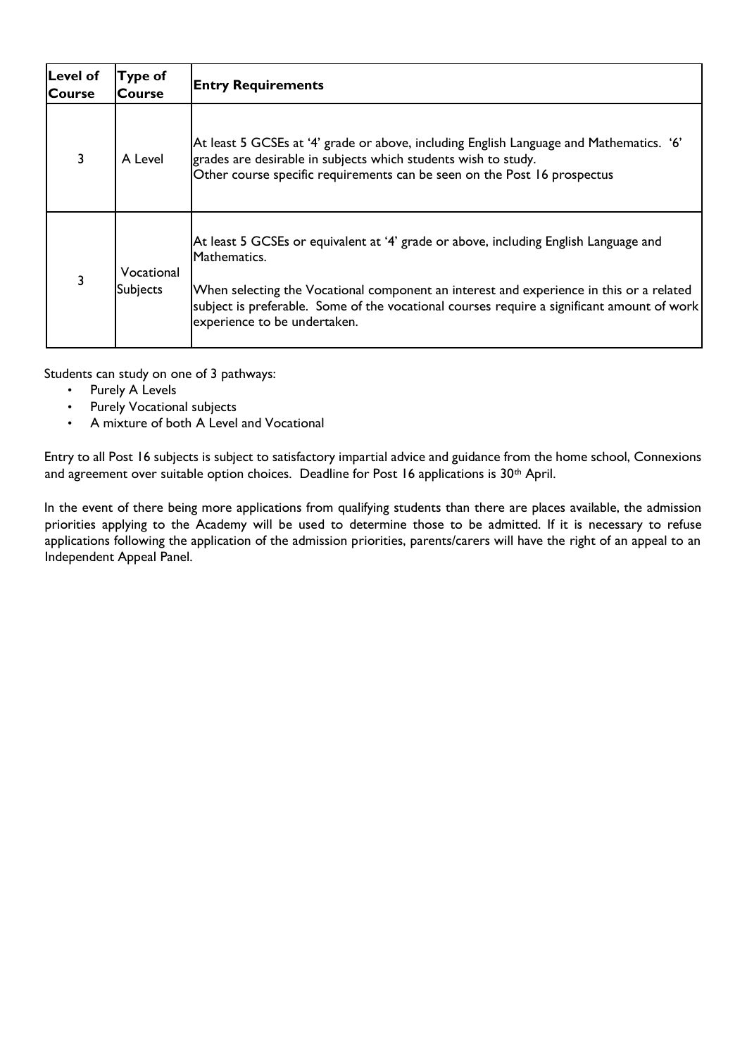| Level of Course | Type of Course | Entry Requirements |
| --- | --- | --- |
| 3 | A Level | At least 5 GCSEs at '4' grade or above, including English Language and Mathematics. '6' grades are desirable in subjects which students wish to study.<br>Other course specific requirements can be seen on the Post 16 prospectus |
| 3 | Vocational Subjects | At least 5 GCSEs or equivalent at '4' grade or above, including English Language and Mathematics.<br><br>When selecting the Vocational component an interest and experience in this or a related subject is preferable. Some of the vocational courses require a significant amount of work experience to be undertaken. |

Students can study on one of 3 pathways:

- Purely A Levels
- Purely Vocational subjects
- A mixture of both A Level and Vocational

Entry to all Post 16 subjects is subject to satisfactory impartial advice and guidance from the home school, Connexions and agreement over suitable option choices. Deadline for Post 16 applications is 30th April.

In the event of there being more applications from qualifying students than there are places available, the admission priorities applying to the Academy will be used to determine those to be admitted. If it is necessary to refuse applications following the application of the admission priorities, parents/carers will have the right of an appeal to an Independent Appeal Panel.